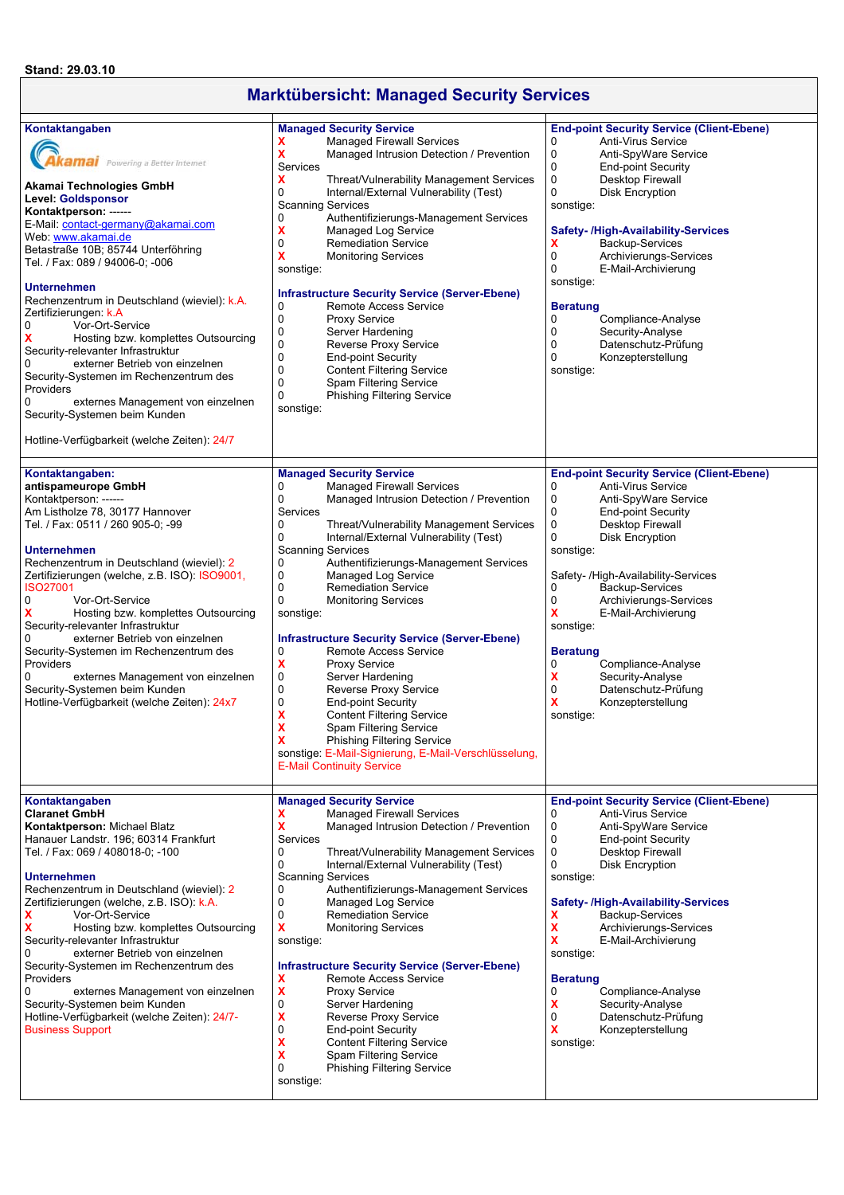Stand: 29.03.10

# Marktübersicht: Managed Security Services

---

## Kontaktangaben

Akamai Powering a Better Internet

**Akamai Technologies GmbH**
**Level: Goldsponsor**
**Kontaktperson:** ------
E-Mail: contact-germany@akamai.com
Web: www.akamai.de
Betastraße 10B; 85744 Unterföhring
Tel. / Fax: 089 / 94006-0; -006

### Unternehmen

Rechenzentrum in Deutschland (wieviel): k.A.
Zertifizierungen: k.A
0 Vor-Ort-Service
X Hosting bzw. komplettes Outsourcing Security-relevanter Infrastruktur
0 externer Betrieb von einzelnen Security-Systemen im Rechenzentrum des Providers
0 externes Management von einzelnen Security-Systemen beim Kunden

Hotline-Verfügbarkeit (welche Zeiten): 24/7

### Managed Security Service

X Managed Firewall Services
X Managed Intrusion Detection / Prevention Services
X Threat/Vulnerability Management Services
0 Internal/External Vulnerability (Test) Scanning Services
0 Authentifizierungs-Management Services
X Managed Log Service
0 Remediation Service
X Monitoring Services
sonstige:

### Infrastructure Security Service (Server-Ebene)

0 Remote Access Service
0 Proxy Service
0 Server Hardening
0 Reverse Proxy Service
0 End-point Security
0 Content Filtering Service
0 Spam Filtering Service
0 Phishing Filtering Service
sonstige:

### End-point Security Service (Client-Ebene)

0 Anti-Virus Service
0 Anti-SpyWare Service
0 End-point Security
0 Desktop Firewall
0 Disk Encryption
sonstige:

### Safety- /High-Availability-Services

X Backup-Services
0 Archivierungs-Services
0 E-Mail-Archivierung
sonstige:

### Beratung

0 Compliance-Analyse
0 Security-Analyse
0 Datenschutz-Prüfung
0 Konzepterstellung
sonstige:

---

## Kontaktangaben:

**antispameurope GmbH**
Kontaktperson: ------
Am Listholze 78, 30177 Hannover
Tel. / Fax: 0511 / 260 905-0; -99

### Unternehmen

Rechenzentrum in Deutschland (wieviel): 2
Zertifizierungen (welche, z.B. ISO): ISO9001, ISO27001
0 Vor-Ort-Service
X Hosting bzw. komplettes Outsourcing Security-relevanter Infrastruktur
0 externer Betrieb von einzelnen Security-Systemen im Rechenzentrum des Providers
0 externes Management von einzelnen Security-Systemen beim Kunden
Hotline-Verfügbarkeit (welche Zeiten): 24x7

### Managed Security Service

0 Managed Firewall Services
0 Managed Intrusion Detection / Prevention Services
0 Threat/Vulnerability Management Services
0 Internal/External Vulnerability (Test) Scanning Services
0 Authentifizierungs-Management Services
0 Managed Log Service
0 Remediation Service
0 Monitoring Services
sonstige:

### Infrastructure Security Service (Server-Ebene)

0 Remote Access Service
X Proxy Service
0 Server Hardening
0 Reverse Proxy Service
0 End-point Security
X Content Filtering Service
X Spam Filtering Service
X Phishing Filtering Service
sonstige: E-Mail-Signierung, E-Mail-Verschlüsselung, E-Mail Continuity Service

### End-point Security Service (Client-Ebene)

0 Anti-Virus Service
0 Anti-SpyWare Service
0 End-point Security
0 Desktop Firewall
0 Disk Encryption
sonstige:

Safety- /High-Availability-Services
0 Backup-Services
0 Archivierungs-Services
X E-Mail-Archivierung
sonstige:

### Beratung

0 Compliance-Analyse
X Security-Analyse
0 Datenschutz-Prüfung
X Konzepterstellung
sonstige:

---

## Kontaktangaben

**Claranet GmbH**
**Kontaktperson:** Michael Blatz
Hanauer Landstr. 196; 60314 Frankfurt
Tel. / Fax: 069 / 408018-0; -100

### Unternehmen

Rechenzentrum in Deutschland (wieviel): 2
Zertifizierungen (welche, z.B. ISO): k.A.
X Vor-Ort-Service
X Hosting bzw. komplettes Outsourcing Security-relevanter Infrastruktur
0 externer Betrieb von einzelnen Security-Systemen im Rechenzentrum des Providers
0 externes Management von einzelnen Security-Systemen beim Kunden
Hotline-Verfügbarkeit (welche Zeiten): 24/7- Business Support

### Managed Security Service

X Managed Firewall Services
X Managed Intrusion Detection / Prevention Services
0 Threat/Vulnerability Management Services
0 Internal/External Vulnerability (Test) Scanning Services
0 Authentifizierungs-Management Services
0 Managed Log Service
0 Remediation Service
X Monitoring Services
sonstige:

### Infrastructure Security Service (Server-Ebene)

X Remote Access Service
X Proxy Service
0 Server Hardening
X Reverse Proxy Service
0 End-point Security
X Content Filtering Service
X Spam Filtering Service
0 Phishing Filtering Service
sonstige:

### End-point Security Service (Client-Ebene)

0 Anti-Virus Service
0 Anti-SpyWare Service
0 End-point Security
0 Desktop Firewall
0 Disk Encryption
sonstige:

### Safety- /High-Availability-Services

X Backup-Services
X Archivierungs-Services
X E-Mail-Archivierung
sonstige:

### Beratung

0 Compliance-Analyse
X Security-Analyse
0 Datenschutz-Prüfung
X Konzepterstellung
sonstige: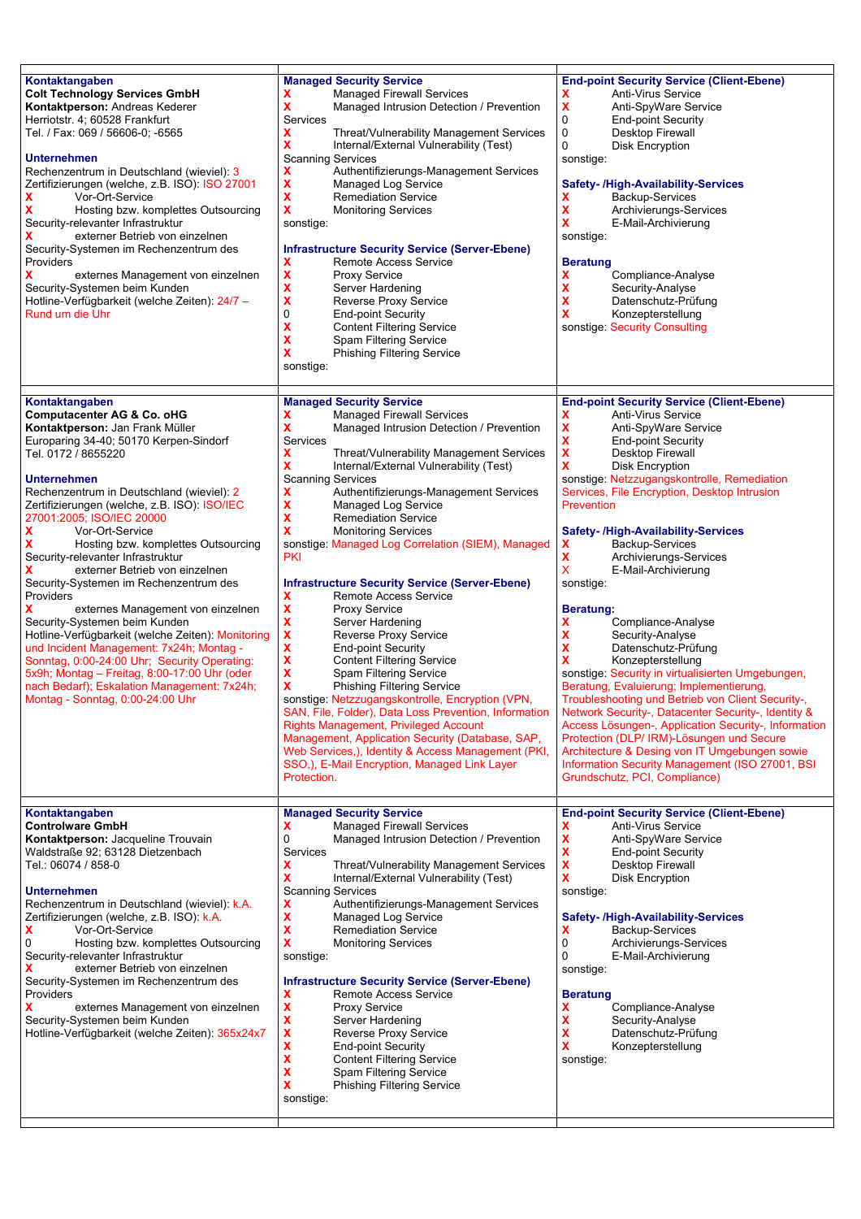| Kontaktangaben | Managed Security Service | End-point Security Service (Client-Ebene) |
|---|---|---|
| **Colt Technology Services GmbH**<br>**Kontaktperson:** Andreas Kederer<br>Herriotstr. 4; 60528 Frankfurt<br>Tel. / Fax: 069 / 56606-0; -6565<br><br>**Unternehmen**<br>Rechenzentrum in Deutschland (wieviel): 3<br>Zertifizierungen (welche, z.B. ISO): ISO 27001<br>X Vor-Ort-Service<br>X Hosting bzw. komplettes Outsourcing Security-relevanter Infrastruktur<br>X externer Betrieb von einzelnen Security-Systemen im Rechenzentrum des Providers<br>X externes Management von einzelnen Security-Systemen beim Kunden<br>Hotline-Verfügbarkeit (welche Zeiten): 24/7 – Rund um die Uhr | X Managed Firewall Services<br>X Managed Intrusion Detection / Prevention Services<br>X Threat/Vulnerability Management Services<br>X Internal/External Vulnerability (Test) Scanning Services<br>X Authentifizierungs-Management Services<br>X Managed Log Service<br>X Remediation Service<br>X Monitoring Services<br>sonstige:<br><br>**Infrastructure Security Service (Server-Ebene)**<br>X Remote Access Service<br>X Proxy Service<br>X Server Hardening<br>X Reverse Proxy Service<br>0 End-point Security<br>X Content Filtering Service<br>X Spam Filtering Service<br>X Phishing Filtering Service<br>sonstige: | X Anti-Virus Service<br>X Anti-SpyWare Service<br>0 End-point Security<br>0 Desktop Firewall<br>0 Disk Encryption<br>sonstige:<br><br>**Safety- /High-Availability-Services**<br>X Backup-Services<br>X Archivierungs-Services<br>X E-Mail-Archivierung<br>sonstige:<br><br>**Beratung**<br>X Compliance-Analyse<br>X Security-Analyse<br>X Datenschutz-Prüfung<br>X Konzepterstellung<br>sonstige: Security Consulting |
| **Kontaktangaben** | **Managed Security Service** | **End-point Security Service (Client-Ebene)** |
| **Computacenter AG & Co. oHG**<br>**Kontaktperson:** Jan Frank Müller<br>Europaring 34-40; 50170 Kerpen-Sindorf<br>Tel. 0172 / 8655220<br><br>**Unternehmen**<br>Rechenzentrum in Deutschland (wieviel): 2<br>Zertifizierungen (welche, z.B. ISO): ISO/IEC 27001:2005; ISO/IEC 20000<br>X Vor-Ort-Service<br>X Hosting bzw. komplettes Outsourcing Security-relevanter Infrastruktur<br>X externer Betrieb von einzelnen Security-Systemen im Rechenzentrum des Providers<br>X externes Management von einzelnen Security-Systemen beim Kunden<br>Hotline-Verfügbarkeit (welche Zeiten): Monitoring und Incident Management: 7x24h; Montag - Sonntag, 0:00-24:00 Uhr; Security Operating: 5x9h; Montag – Freitag, 8:00-17:00 Uhr (oder nach Bedarf); Eskalation Management: 7x24h; Montag - Sonntag, 0:00-24:00 Uhr | X Managed Firewall Services<br>X Managed Intrusion Detection / Prevention Services<br>X Threat/Vulnerability Management Services<br>X Internal/External Vulnerability (Test) Scanning Services<br>X Authentifizierungs-Management Services<br>X Managed Log Service<br>X Remediation Service<br>X Monitoring Services<br>sonstige: Managed Log Correlation (SIEM), Managed PKI<br><br>**Infrastructure Security Service (Server-Ebene)**<br>X Remote Access Service<br>X Proxy Service<br>X Server Hardening<br>X Reverse Proxy Service<br>X End-point Security<br>X Content Filtering Service<br>X Spam Filtering Service<br>X Phishing Filtering Service<br>sonstige: Netzzugangskontrolle, Encryption (VPN, SAN, File, Folder), Data Loss Prevention, Information Rights Management, Privileged Account Management, Application Security (Database, SAP, Web Services,), Identity & Access Management (PKI, SSO,), E-Mail Encryption, Managed Link Layer Protection. | X Anti-Virus Service<br>X Anti-SpyWare Service<br>X End-point Security<br>X Desktop Firewall<br>X Disk Encryption<br>sonstige: Netzzugangskontrolle, Remediation Services, File Encryption, Desktop Intrusion Prevention<br><br>**Safety- /High-Availability-Services**<br>X Backup-Services<br>X Archivierungs-Services<br>X E-Mail-Archivierung<br>sonstige:<br><br>**Beratung:**<br>X Compliance-Analyse<br>X Security-Analyse<br>X Datenschutz-Prüfung<br>X Konzepterstellung<br>sonstige: Security in virtualisierten Umgebungen, Beratung, Evaluierung; Implementierung, Troubleshooting und Betrieb von Client Security-, Network Security-, Datacenter Security-, Identity & Access Lösungen-, Application Security-, Information Protection (DLP/ IRM)-Lösungen und Secure Architecture & Desing von IT Umgebungen sowie Information Security Management (ISO 27001, BSI Grundschutz, PCI, Compliance) |
| **Kontaktangaben** | **Managed Security Service** | **End-point Security Service (Client-Ebene)** |
| **Controlware GmbH**<br>**Kontaktperson:** Jacqueline Trouvain<br>Waldstraße 92; 63128 Dietzenbach<br>Tel.: 06074 / 858-0<br><br>**Unternehmen**<br>Rechenzentrum in Deutschland (wieviel): k.A.<br>Zertifizierungen (welche, z.B. ISO): k.A.<br>X Vor-Ort-Service<br>0 Hosting bzw. komplettes Outsourcing Security-relevanter Infrastruktur<br>X externer Betrieb von einzelnen Security-Systemen im Rechenzentrum des Providers<br>X externes Management von einzelnen Security-Systemen beim Kunden<br>Hotline-Verfügbarkeit (welche Zeiten): 365x24x7 | X Managed Firewall Services<br>0 Managed Intrusion Detection / Prevention Services<br>X Threat/Vulnerability Management Services<br>X Internal/External Vulnerability (Test) Scanning Services<br>X Authentifizierungs-Management Services<br>X Managed Log Service<br>X Remediation Service<br>X Monitoring Services<br>sonstige:<br><br>**Infrastructure Security Service (Server-Ebene)**<br>X Remote Access Service<br>X Proxy Service<br>X Server Hardening<br>X Reverse Proxy Service<br>X End-point Security<br>X Content Filtering Service<br>X Spam Filtering Service<br>X Phishing Filtering Service<br>sonstige: | X Anti-Virus Service<br>X Anti-SpyWare Service<br>X End-point Security<br>X Desktop Firewall<br>X Disk Encryption<br>sonstige:<br><br>**Safety- /High-Availability-Services**<br>X Backup-Services<br>0 Archivierungs-Services<br>0 E-Mail-Archivierung<br>sonstige:<br><br>**Beratung**<br>X Compliance-Analyse<br>X Security-Analyse<br>X Datenschutz-Prüfung<br>X Konzepterstellung<br>sonstige: |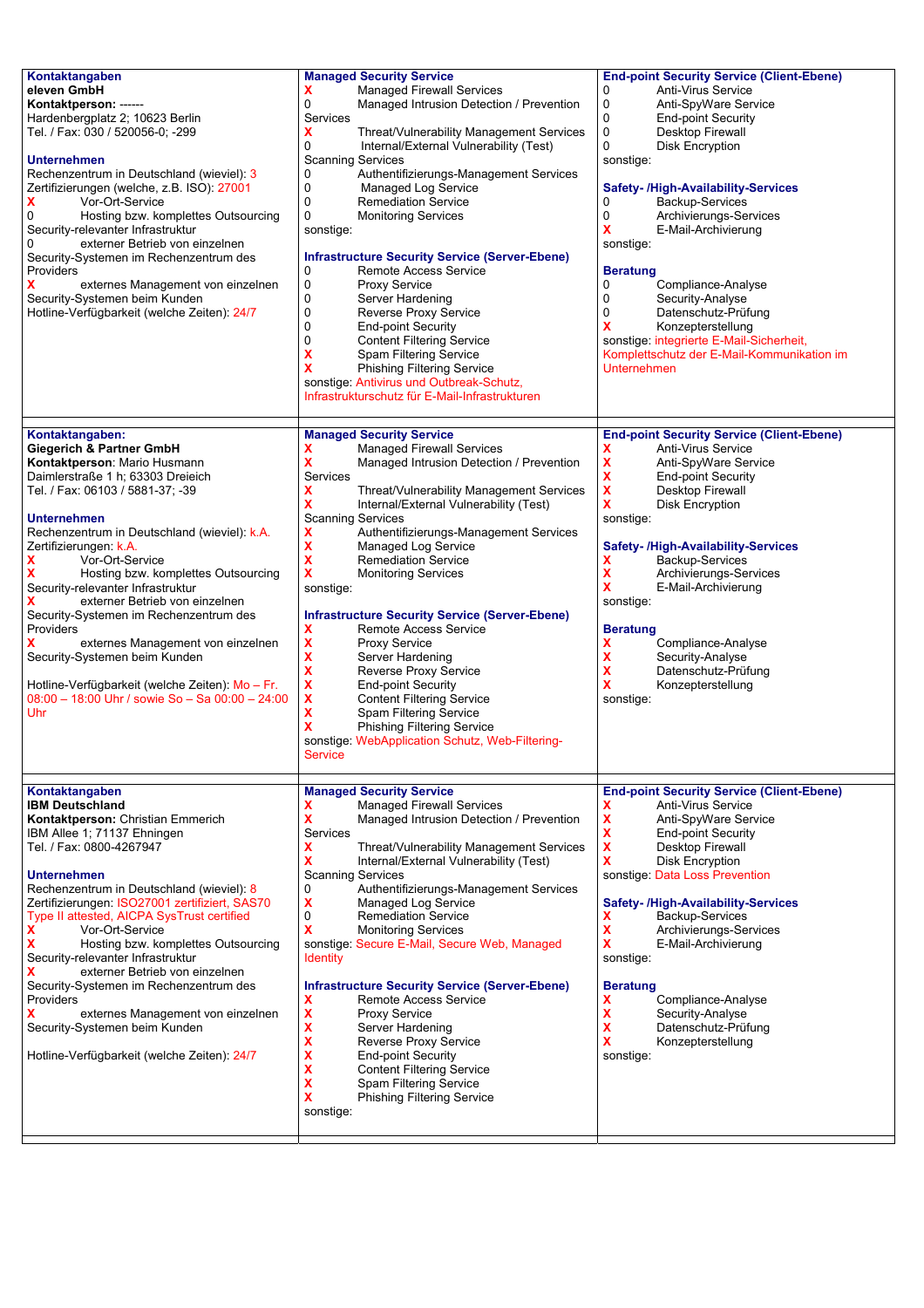| Kontaktangaben / Unternehmen | Managed Security Service / Infrastructure Security Service | End-point Security / Safety / Beratung |
|---|---|---|
| **Kontaktangaben**<br>**eleven GmbH**<br>**Kontaktperson:** ------<br>Hardenbergplatz 2; 10623 Berlin<br>Tel. / Fax: 030 / 520056-0; -299<br><br>**Unternehmen**<br>Rechenzentrum in Deutschland (wieviel): 3<br>Zertifizierungen (welche, z.B. ISO): 27001<br>X Vor-Ort-Service<br>0 Hosting bzw. komplettes Outsourcing Security-relevanter Infrastruktur<br>0 externer Betrieb von einzelnen Security-Systemen im Rechenzentrum des Providers<br>X externes Management von einzelnen Security-Systemen beim Kunden<br>Hotline-Verfügbarkeit (welche Zeiten): 24/7 | **Managed Security Service**<br>X Managed Firewall Services<br>0 Managed Intrusion Detection / Prevention Services<br>X Threat/Vulnerability Management Services<br>0 Internal/External Vulnerability (Test) Scanning Services<br>0 Authentifizierungs-Management Services<br>0 Managed Log Service<br>0 Remediation Service<br>0 Monitoring Services<br>sonstige:<br><br>**Infrastructure Security Service (Server-Ebene)**<br>0 Remote Access Service<br>0 Proxy Service<br>0 Server Hardening<br>0 Reverse Proxy Service<br>0 End-point Security<br>0 Content Filtering Service<br>X Spam Filtering Service<br>X Phishing Filtering Service<br>sonstige: Antivirus und Outbreak-Schutz, Infrastrukturschutz für E-Mail-Infrastrukturen | **End-point Security Service (Client-Ebene)**<br>0 Anti-Virus Service<br>0 Anti-SpyWare Service<br>0 End-point Security<br>0 Desktop Firewall<br>0 Disk Encryption<br>sonstige:<br><br>**Safety- /High-Availability-Services**<br>0 Backup-Services<br>0 Archivierungs-Services<br>X E-Mail-Archivierung<br>sonstige:<br><br>**Beratung**<br>0 Compliance-Analyse<br>0 Security-Analyse<br>0 Datenschutz-Prüfung<br>X Konzepterstellung<br>sonstige: integrierte E-Mail-Sicherheit, Komplettschutz der E-Mail-Kommunikation im Unternehmen |
| **Kontaktangaben:**<br>**Giegerich & Partner GmbH**<br>**Kontaktperson:** Mario Husmann<br>Daimlerstraße 1 h; 63303 Dreieich<br>Tel. / Fax: 06103 / 5881-37; -39<br><br>**Unternehmen**<br>Rechenzentrum in Deutschland (wieviel): k.A.<br>Zertifizierungen: k.A.<br>X Vor-Ort-Service<br>X Hosting bzw. komplettes Outsourcing Security-relevanter Infrastruktur<br>X externer Betrieb von einzelnen Security-Systemen im Rechenzentrum des Providers<br>X externes Management von einzelnen Security-Systemen beim Kunden<br><br>Hotline-Verfügbarkeit (welche Zeiten): Mo – Fr. 08:00 – 18:00 Uhr / sowie So – Sa 00:00 – 24:00 Uhr | **Managed Security Service**<br>X Managed Firewall Services<br>X Managed Intrusion Detection / Prevention Services<br>X Threat/Vulnerability Management Services<br>X Internal/External Vulnerability (Test) Scanning Services<br>X Authentifizierungs-Management Services<br>X Managed Log Service<br>X Remediation Service<br>X Monitoring Services<br>sonstige:<br><br>**Infrastructure Security Service (Server-Ebene)**<br>X Remote Access Service<br>X Proxy Service<br>X Server Hardening<br>X Reverse Proxy Service<br>X End-point Security<br>X Content Filtering Service<br>X Spam Filtering Service<br>X Phishing Filtering Service<br>sonstige: WebApplication Schutz, Web-Filtering-Service | **End-point Security Service (Client-Ebene)**<br>X Anti-Virus Service<br>X Anti-SpyWare Service<br>X End-point Security<br>X Desktop Firewall<br>X Disk Encryption<br>sonstige:<br><br>**Safety- /High-Availability-Services**<br>X Backup-Services<br>X Archivierungs-Services<br>X E-Mail-Archivierung<br>sonstige:<br><br>**Beratung**<br>X Compliance-Analyse<br>X Security-Analyse<br>X Datenschutz-Prüfung<br>X Konzepterstellung<br>sonstige: |
| **Kontaktangaben**<br>**IBM Deutschland**<br>**Kontaktperson:** Christian Emmerich<br>IBM Allee 1; 71137 Ehningen<br>Tel. / Fax: 0800-4267947<br><br>**Unternehmen**<br>Rechenzentrum in Deutschland (wieviel): 8<br>Zertifizierungen: ISO27001 zertifiziert, SAS70 Type II attested, AICPA SysTrust certified<br>X Vor-Ort-Service<br>X Hosting bzw. komplettes Outsourcing Security-relevanter Infrastruktur<br>X externer Betrieb von einzelnen Security-Systemen im Rechenzentrum des Providers<br>X externes Management von einzelnen Security-Systemen beim Kunden<br><br>Hotline-Verfügbarkeit (welche Zeiten): 24/7 | **Managed Security Service**<br>X Managed Firewall Services<br>X Managed Intrusion Detection / Prevention Services<br>X Threat/Vulnerability Management Services<br>X Internal/External Vulnerability (Test) Scanning Services<br>0 Authentifizierungs-Management Services<br>X Managed Log Service<br>0 Remediation Service<br>X Monitoring Services<br>sonstige: Secure E-Mail, Secure Web, Managed Identity<br><br>**Infrastructure Security Service (Server-Ebene)**<br>X Remote Access Service<br>X Proxy Service<br>X Server Hardening<br>X Reverse Proxy Service<br>X End-point Security<br>X Content Filtering Service<br>X Spam Filtering Service<br>X Phishing Filtering Service<br>sonstige: | **End-point Security Service (Client-Ebene)**<br>X Anti-Virus Service<br>X Anti-SpyWare Service<br>X End-point Security<br>X Desktop Firewall<br>X Disk Encryption<br>sonstige: Data Loss Prevention<br><br>**Safety- /High-Availability-Services**<br>X Backup-Services<br>X Archivierungs-Services<br>X E-Mail-Archivierung<br>sonstige:<br><br>**Beratung**<br>X Compliance-Analyse<br>X Security-Analyse<br>X Datenschutz-Prüfung<br>X Konzepterstellung<br>sonstige: |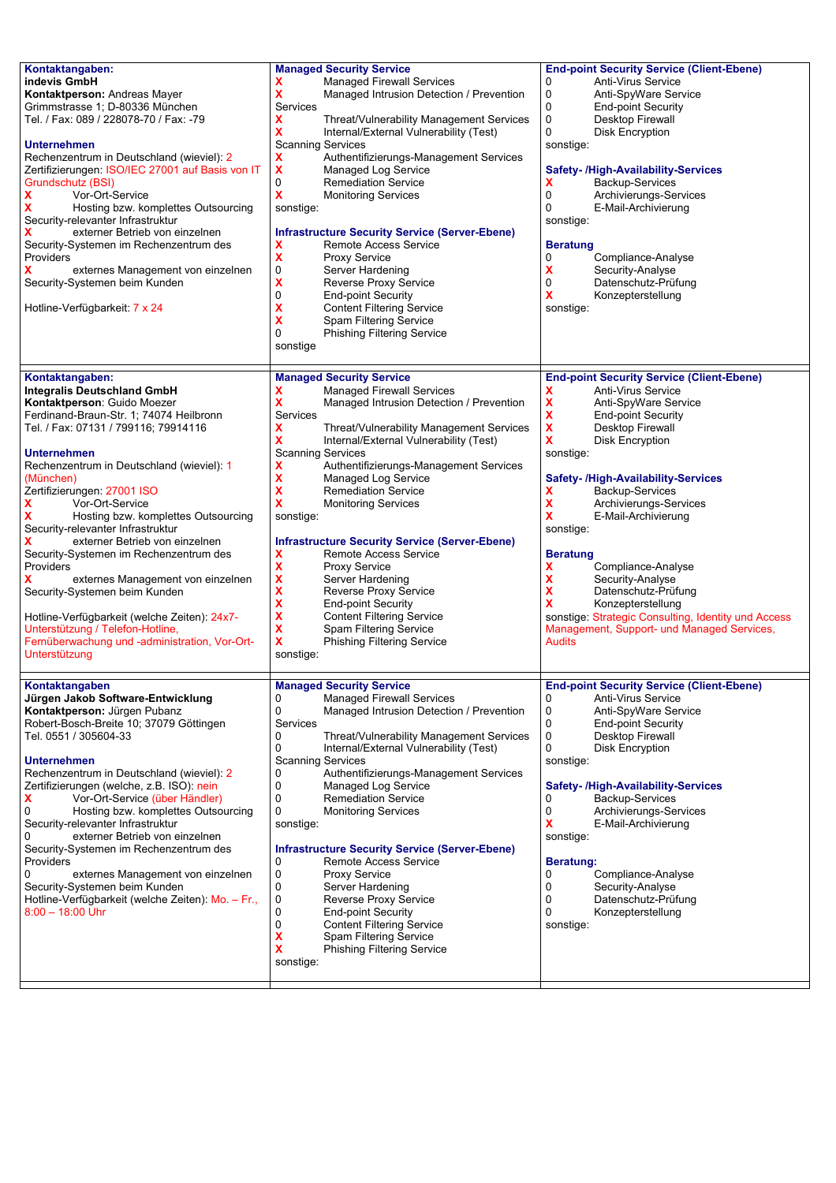| Kontaktangaben / Unternehmen | Managed Security Service / Infrastructure Security Service | End-point Security / Safety / Beratung |
|---|---|---|
| **Kontaktangaben:**<br>**indevis GmbH**<br>**Kontaktperson:** Andreas Mayer<br>Grimmstrasse 1; D-80336 München<br>Tel. / Fax: 089 / 228078-70 / Fax: -79<br><br>**Unternehmen**<br>Rechenzentrum in Deutschland (wieviel): 2<br>Zertifizierungen: ISO/IEC 27001 auf Basis von IT Grundschutz (BSI)<br>X Vor-Ort-Service<br>X Hosting bzw. komplettes Outsourcing Security-relevanter Infrastruktur<br>X externer Betrieb von einzelnen Security-Systemen im Rechenzentrum des Providers<br>X externes Management von einzelnen Security-Systemen beim Kunden<br><br>Hotline-Verfügbarkeit: 7 x 24 | **Managed Security Service**<br>X Managed Firewall Services<br>X Managed Intrusion Detection / Prevention Services<br>X Threat/Vulnerability Management Services<br>X Internal/External Vulnerability (Test) Scanning Services<br>X Authentifizierungs-Management Services<br>X Managed Log Service<br>0 Remediation Service<br>X Monitoring Services<br>sonstige:<br><br>**Infrastructure Security Service (Server-Ebene)**<br>X Remote Access Service<br>X Proxy Service<br>0 Server Hardening<br>X Reverse Proxy Service<br>0 End-point Security<br>X Content Filtering Service<br>X Spam Filtering Service<br>0 Phishing Filtering Service<br>sonstige | **End-point Security Service (Client-Ebene)**<br>0 Anti-Virus Service<br>0 Anti-SpyWare Service<br>0 End-point Security<br>0 Desktop Firewall<br>0 Disk Encryption<br>sonstige:<br><br>**Safety- /High-Availability-Services**<br>X Backup-Services<br>0 Archivierungs-Services<br>0 E-Mail-Archivierung<br>sonstige:<br><br>**Beratung**<br>0 Compliance-Analyse<br>X Security-Analyse<br>0 Datenschutz-Prüfung<br>X Konzepterstellung<br>sonstige: |
| **Kontaktangaben:**<br>**Integralis Deutschland GmbH**<br>**Kontaktperson:** Guido Moezer<br>Ferdinand-Braun-Str. 1; 74074 Heilbronn<br>Tel. / Fax: 07131 / 799116; 79914116<br><br>**Unternehmen**<br>Rechenzentrum in Deutschland (wieviel): 1 (München)<br>Zertifizierungen: 27001 ISO<br>X Vor-Ort-Service<br>X Hosting bzw. komplettes Outsourcing Security-relevanter Infrastruktur<br>X externer Betrieb von einzelnen Security-Systemen im Rechenzentrum des Providers<br>X externes Management von einzelnen Security-Systemen beim Kunden<br><br>Hotline-Verfügbarkeit (welche Zeiten): 24x7-Unterstützung / Telefon-Hotline, Fernüberwachung und -administration, Vor-Ort-Unterstützung | **Managed Security Service**<br>X Managed Firewall Services<br>X Managed Intrusion Detection / Prevention Services<br>X Threat/Vulnerability Management Services<br>X Internal/External Vulnerability (Test) Scanning Services<br>X Authentifizierungs-Management Services<br>X Managed Log Service<br>X Remediation Service<br>X Monitoring Services<br>sonstige:<br><br>**Infrastructure Security Service (Server-Ebene)**<br>X Remote Access Service<br>X Proxy Service<br>X Server Hardening<br>X Reverse Proxy Service<br>X End-point Security<br>X Content Filtering Service<br>X Spam Filtering Service<br>X Phishing Filtering Service<br>sonstige: | **End-point Security Service (Client-Ebene)**<br>X Anti-Virus Service<br>X Anti-SpyWare Service<br>X End-point Security<br>X Desktop Firewall<br>X Disk Encryption<br>sonstige:<br><br>**Safety- /High-Availability-Services**<br>X Backup-Services<br>X Archivierungs-Services<br>X E-Mail-Archivierung<br>sonstige:<br><br>**Beratung**<br>X Compliance-Analyse<br>X Security-Analyse<br>X Datenschutz-Prüfung<br>X Konzepterstellung<br>sonstige: Strategic Consulting, Identity und Access Management, Support- und Managed Services, Audits |
| **Kontaktangaben**<br>**Jürgen Jakob Software-Entwicklung**<br>**Kontaktperson:** Jürgen Pubanz<br>Robert-Bosch-Breite 10; 37079 Göttingen<br>Tel. 0551 / 305604-33<br><br>**Unternehmen**<br>Rechenzentrum in Deutschland (wieviel): 2<br>Zertifizierungen (welche, z.B. ISO): nein<br>X Vor-Ort-Service (über Händler)<br>0 Hosting bzw. komplettes Outsourcing Security-relevanter Infrastruktur<br>0 externer Betrieb von einzelnen Security-Systemen im Rechenzentrum des Providers<br>0 externes Management von einzelnen Security-Systemen beim Kunden<br>Hotline-Verfügbarkeit (welche Zeiten): Mo. – Fr., 8:00 – 18:00 Uhr | **Managed Security Service**<br>0 Managed Firewall Services<br>0 Managed Intrusion Detection / Prevention Services<br>0 Threat/Vulnerability Management Services<br>0 Internal/External Vulnerability (Test) Scanning Services<br>0 Authentifizierungs-Management Services<br>0 Managed Log Service<br>0 Remediation Service<br>0 Monitoring Services<br>sonstige:<br><br>**Infrastructure Security Service (Server-Ebene)**<br>0 Remote Access Service<br>0 Proxy Service<br>0 Server Hardening<br>0 Reverse Proxy Service<br>0 End-point Security<br>0 Content Filtering Service<br>X Spam Filtering Service<br>X Phishing Filtering Service<br>sonstige: | **End-point Security Service (Client-Ebene)**<br>0 Anti-Virus Service<br>0 Anti-SpyWare Service<br>0 End-point Security<br>0 Desktop Firewall<br>0 Disk Encryption<br>sonstige:<br><br>**Safety- /High-Availability-Services**<br>0 Backup-Services<br>0 Archivierungs-Services<br>X E-Mail-Archivierung<br>sonstige:<br><br>**Beratung:**<br>0 Compliance-Analyse<br>0 Security-Analyse<br>0 Datenschutz-Prüfung<br>0 Konzepterstellung<br>sonstige: |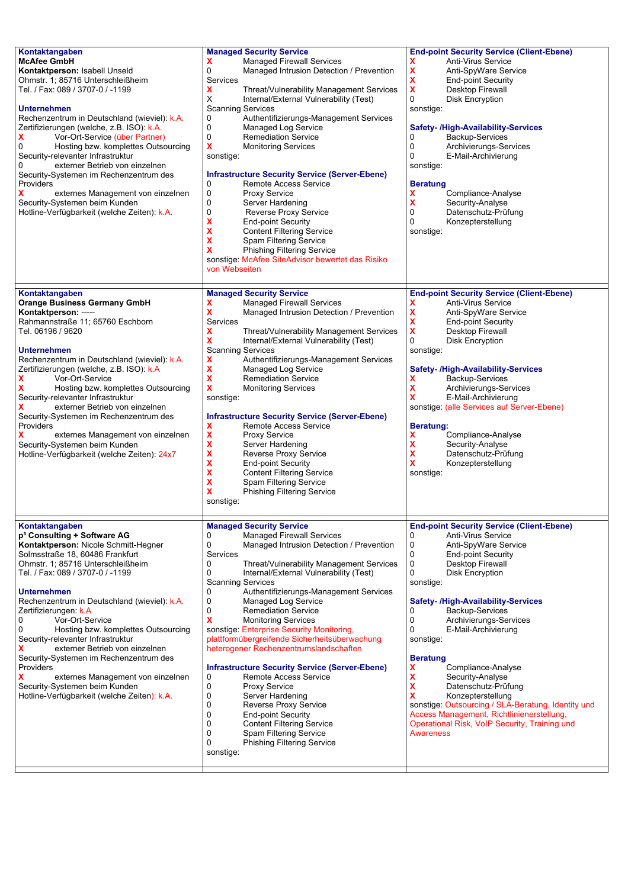| Kontaktangaben | Managed Security Service | End-point Security Service (Client-Ebene) |
|---|---|---|
| **McAfee GmbH**<br>**Kontaktperson:** Isabell Unseld<br>Ohmstr. 1; 85716 Unterschleißheim<br>Tel. / Fax: 089 / 3707-0 / -1199<br><br>**Unternehmen**<br>Rechenzentrum in Deutschland (wieviel): k.A.<br>Zertifizierungen (welche, z.B. ISO): k.A.<br>X Vor-Ort-Service (über Partner)<br>0 Hosting bzw. komplettes Outsourcing Security-relevanter Infrastruktur<br>0 externer Betrieb von einzelnen Security-Systemen im Rechenzentrum des Providers<br>X externes Management von einzelnen Security-Systemen beim Kunden<br>Hotline-Verfügbarkeit (welche Zeiten): k.A. | X Managed Firewall Services<br>0 Managed Intrusion Detection / Prevention Services<br>X Threat/Vulnerability Management Services<br>X Internal/External Vulnerability (Test) Scanning Services<br>0 Authentifizierungs-Management Services<br>0 Managed Log Service<br>0 Remediation Service<br>X Monitoring Services<br>sonstige:<br><br>**Infrastructure Security Service (Server-Ebene)**<br>0 Remote Access Service<br>0 Proxy Service<br>0 Server Hardening<br>0 Reverse Proxy Service<br>X End-point Security<br>X Content Filtering Service<br>X Spam Filtering Service<br>X Phishing Filtering Service<br>sonstige: McAfee SiteAdvisor bewertet das Risiko von Webseiten | X Anti-Virus Service<br>X Anti-SpyWare Service<br>X End-point Security<br>X Desktop Firewall<br>0 Disk Encryption<br>sonstige:<br><br>**Safety- /High-Availability-Services**<br>0 Backup-Services<br>0 Archivierungs-Services<br>0 E-Mail-Archivierung<br>sonstige:<br><br>**Beratung**<br>X Compliance-Analyse<br>X Security-Analyse<br>0 Datenschutz-Prüfung<br>0 Konzepterstellung<br>sonstige: |
| **Orange Business Germany GmbH**<br>**Kontaktperson:** -----<br>Rahmannstraße 11; 65760 Eschborn<br>Tel. 06196 / 9620<br><br>**Unternehmen**<br>Rechenzentrum in Deutschland (wieviel): k.A.<br>Zertifizierungen (welche, z.B. ISO): k.A<br>X Vor-Ort-Service<br>X Hosting bzw. komplettes Outsourcing Security-relevanter Infrastruktur<br>X externer Betrieb von einzelnen Security-Systemen im Rechenzentrum des Providers<br>X externes Management von einzelnen Security-Systemen beim Kunden<br>Hotline-Verfügbarkeit (welche Zeiten): 24x7 | X Managed Firewall Services<br>X Managed Intrusion Detection / Prevention Services<br>X Threat/Vulnerability Management Services<br>X Internal/External Vulnerability (Test) Scanning Services<br>X Authentifizierungs-Management Services<br>X Managed Log Service<br>X Remediation Service<br>X Monitoring Services<br>sonstige:<br><br>**Infrastructure Security Service (Server-Ebene)**<br>X Remote Access Service<br>X Proxy Service<br>X Server Hardening<br>X Reverse Proxy Service<br>X End-point Security<br>X Content Filtering Service<br>X Spam Filtering Service<br>X Phishing Filtering Service<br>sonstige: | X Anti-Virus Service<br>X Anti-SpyWare Service<br>X End-point Security<br>X Desktop Firewall<br>0 Disk Encryption<br>sonstige:<br><br>**Safety- /High-Availability-Services**<br>X Backup-Services<br>X Archivierungs-Services<br>X E-Mail-Archivierung<br>sonstige: (alle Services auf Server-Ebene)<br><br>**Beratung:**<br>X Compliance-Analyse<br>X Security-Analyse<br>X Datenschutz-Prüfung<br>X Konzepterstellung<br>sonstige: |
| **p³ Consulting + Software AG**<br>**Kontaktperson:** Nicole Schmitt-Hegner<br>Solmsstraße 18, 60486 Frankfurt<br>Ohmstr. 1; 85716 Unterschleißheim<br>Tel. / Fax: 089 / 3707-0 / -1199<br><br>**Unternehmen**<br>Rechenzentrum in Deutschland (wieviel): k.A.<br>Zertifizierungen: k.A<br>0 Vor-Ort-Service<br>0 Hosting bzw. komplettes Outsourcing Security-relevanter Infrastruktur<br>X externer Betrieb von einzelnen Security-Systemen im Rechenzentrum des Providers<br>X externes Management von einzelnen Security-Systemen beim Kunden<br>Hotline-Verfügbarkeit (welche Zeiten): k.A. | 0 Managed Firewall Services<br>0 Managed Intrusion Detection / Prevention Services<br>0 Threat/Vulnerability Management Services<br>0 Internal/External Vulnerability (Test) Scanning Services<br>0 Authentifizierungs-Management Services<br>0 Managed Log Service<br>0 Remediation Service<br>X Monitoring Services<br>sonstige: Enterprise Security Monitoring, plattformübergreifende Sicherheitsüberwachung heterogener Rechenzentrumslandschaften<br><br>**Infrastructure Security Service (Server-Ebene)**<br>0 Remote Access Service<br>0 Proxy Service<br>0 Server Hardening<br>0 Reverse Proxy Service<br>0 End-point Security<br>0 Content Filtering Service<br>0 Spam Filtering Service<br>0 Phishing Filtering Service<br>sonstige: | 0 Anti-Virus Service<br>0 Anti-SpyWare Service<br>0 End-point Security<br>0 Desktop Firewall<br>0 Disk Encryption<br>sonstige:<br><br>**Safety- /High-Availability-Services**<br>0 Backup-Services<br>0 Archivierungs-Services<br>0 E-Mail-Archivierung<br>sonstige:<br><br>**Beratung**<br>X Compliance-Analyse<br>X Security-Analyse<br>X Datenschutz-Prüfung<br>X Konzepterstellung<br>sonstige: Outsourcing / SLA-Beratung, Identity und Access Management, Richtlinienerstellung, Operational Risk, VoIP Security, Training und Awareness |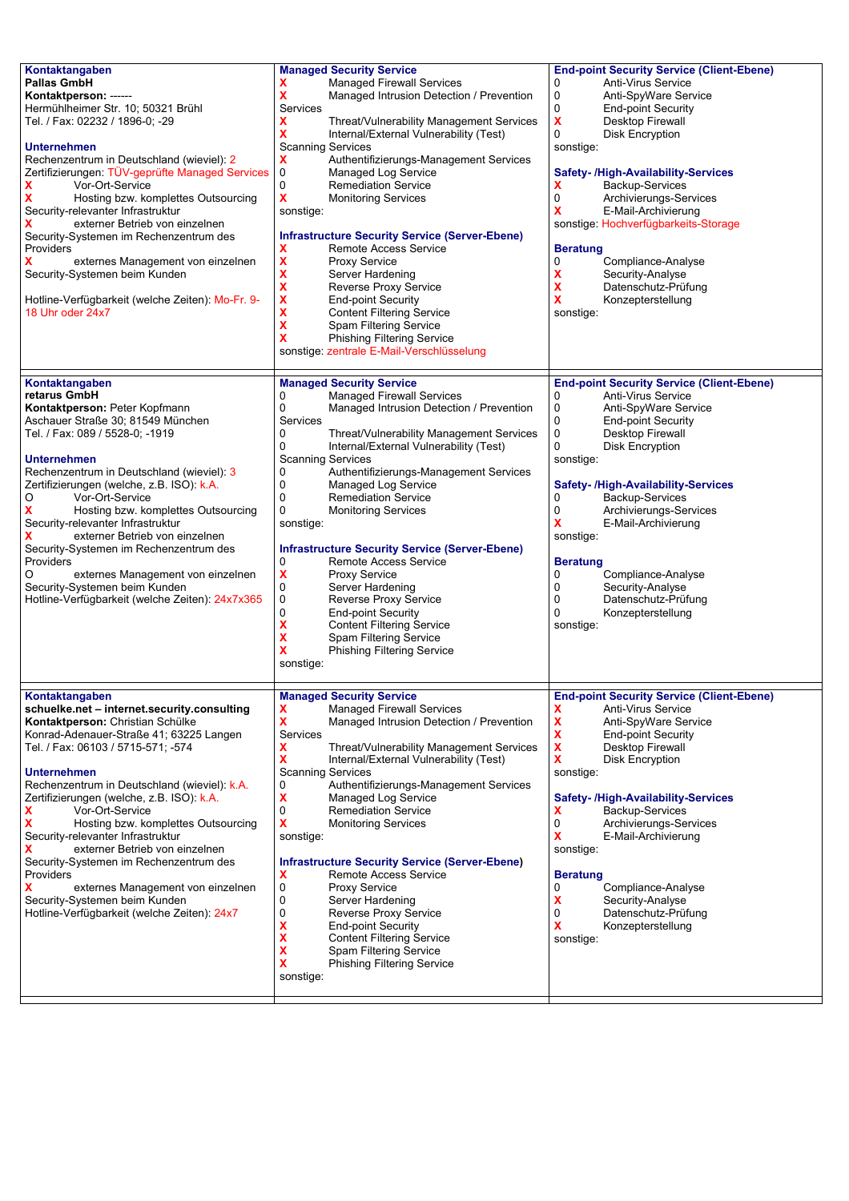| Kontaktangaben | Managed Security Service | End-point Security Service (Client-Ebene) |
|---|---|---|
| **Pallas GmbH**<br>**Kontaktperson:** ------<br>Hermühlheimer Str. 10; 50321 Brühl<br>Tel. / Fax: 02232 / 1896-0; -29<br><br>**Unternehmen**<br>Rechenzentrum in Deutschland (wieviel): 2<br>Zertifizierungen: TÜV-geprüfte Managed Services<br>X Vor-Ort-Service<br>X Hosting bzw. komplettes Outsourcing Security-relevanter Infrastruktur<br>X externer Betrieb von einzelnen Security-Systemen im Rechenzentrum des Providers<br>X externes Management von einzelnen Security-Systemen beim Kunden<br><br>Hotline-Verfügbarkeit (welche Zeiten): Mo-Fr. 9-18 Uhr oder 24x7 | X Managed Firewall Services<br>X Managed Intrusion Detection / Prevention Services<br>X Threat/Vulnerability Management Services<br>X Internal/External Vulnerability (Test) Scanning Services<br>X Authentifizierungs-Management Services<br>0 Managed Log Service<br>0 Remediation Service<br>X Monitoring Services<br>sonstige:<br><br>**Infrastructure Security Service (Server-Ebene)**<br>X Remote Access Service<br>X Proxy Service<br>X Server Hardening<br>X Reverse Proxy Service<br>X End-point Security<br>X Content Filtering Service<br>X Spam Filtering Service<br>X Phishing Filtering Service<br>sonstige: zentrale E-Mail-Verschlüsselung | 0 Anti-Virus Service<br>0 Anti-SpyWare Service<br>0 End-point Security<br>X Desktop Firewall<br>0 Disk Encryption<br>sonstige:<br><br>**Safety- /High-Availability-Services**<br>X Backup-Services<br>0 Archivierungs-Services<br>X E-Mail-Archivierung<br>sonstige: Hochverfügbarkeits-Storage<br><br>**Beratung**<br>0 Compliance-Analyse<br>X Security-Analyse<br>X Datenschutz-Prüfung<br>X Konzepterstellung<br>sonstige: |
| **Kontaktangaben**<br>**retarus GmbH**<br>**Kontaktperson:** Peter Kopfmann<br>Aschauer Straße 30; 81549 München<br>Tel. / Fax: 089 / 5528-0; -1919<br><br>**Unternehmen**<br>Rechenzentrum in Deutschland (wieviel): 3<br>Zertifizierungen (welche, z.B. ISO): k.A.<br>O Vor-Ort-Service<br>X Hosting bzw. komplettes Outsourcing Security-relevanter Infrastruktur<br>X externer Betrieb von einzelnen Security-Systemen im Rechenzentrum des Providers<br>O externes Management von einzelnen Security-Systemen beim Kunden<br>Hotline-Verfügbarkeit (welche Zeiten): 24x7x365 | **Managed Security Service**<br>0 Managed Firewall Services<br>0 Managed Intrusion Detection / Prevention Services<br>0 Threat/Vulnerability Management Services<br>0 Internal/External Vulnerability (Test) Scanning Services<br>0 Authentifizierungs-Management Services<br>0 Managed Log Service<br>0 Remediation Service<br>0 Monitoring Services<br>sonstige:<br><br>**Infrastructure Security Service (Server-Ebene)**<br>0 Remote Access Service<br>X Proxy Service<br>0 Server Hardening<br>0 Reverse Proxy Service<br>0 End-point Security<br>X Content Filtering Service<br>X Spam Filtering Service<br>X Phishing Filtering Service<br>sonstige: | **End-point Security Service (Client-Ebene)**<br>0 Anti-Virus Service<br>0 Anti-SpyWare Service<br>0 End-point Security<br>0 Desktop Firewall<br>0 Disk Encryption<br>sonstige:<br><br>**Safety- /High-Availability-Services**<br>0 Backup-Services<br>0 Archivierungs-Services<br>X E-Mail-Archivierung<br>sonstige:<br><br>**Beratung**<br>0 Compliance-Analyse<br>0 Security-Analyse<br>0 Datenschutz-Prüfung<br>0 Konzepterstellung<br>sonstige: |
| **Kontaktangaben**<br>**schuelke.net – internet.security.consulting**<br>**Kontaktperson:** Christian Schülke<br>Konrad-Adenauer-Straße 41; 63225 Langen<br>Tel. / Fax: 06103 / 5715-571; -574<br><br>**Unternehmen**<br>Rechenzentrum in Deutschland (wieviel): k.A.<br>Zertifizierungen (welche, z.B. ISO): k.A.<br>X Vor-Ort-Service<br>X Hosting bzw. komplettes Outsourcing Security-relevanter Infrastruktur<br>X externer Betrieb von einzelnen Security-Systemen im Rechenzentrum des Providers<br>X externes Management von einzelnen Security-Systemen beim Kunden<br>Hotline-Verfügbarkeit (welche Zeiten): 24x7 | **Managed Security Service**<br>X Managed Firewall Services<br>X Managed Intrusion Detection / Prevention Services<br>X Threat/Vulnerability Management Services<br>X Internal/External Vulnerability (Test) Scanning Services<br>0 Authentifizierungs-Management Services<br>X Managed Log Service<br>0 Remediation Service<br>X Monitoring Services<br>sonstige:<br><br>**Infrastructure Security Service (Server-Ebene)**<br>X Remote Access Service<br>0 Proxy Service<br>0 Server Hardening<br>0 Reverse Proxy Service<br>X End-point Security<br>X Content Filtering Service<br>X Spam Filtering Service<br>X Phishing Filtering Service<br>sonstige: | **End-point Security Service (Client-Ebene)**<br>X Anti-Virus Service<br>X Anti-SpyWare Service<br>X End-point Security<br>X Desktop Firewall<br>X Disk Encryption<br>sonstige:<br><br>**Safety- /High-Availability-Services**<br>X Backup-Services<br>0 Archivierungs-Services<br>X E-Mail-Archivierung<br>sonstige:<br><br>**Beratung**<br>0 Compliance-Analyse<br>X Security-Analyse<br>0 Datenschutz-Prüfung<br>X Konzepterstellung<br>sonstige: |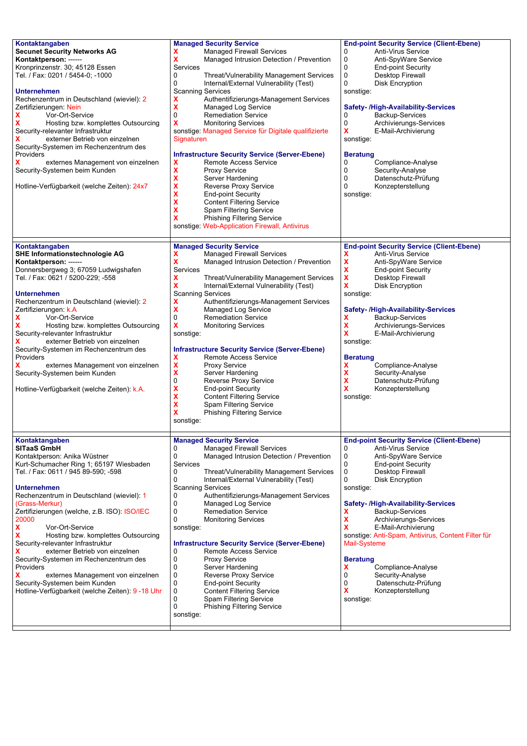| Kontaktangaben | Managed Security Service | End-point Security Service (Client-Ebene) |
|---|---|---|
| **Secunet Security Networks AG**<br>**Kontaktperson:** ------<br>Kronprinzenstr. 30; 45128 Essen<br>Tel. / Fax: 0201 / 5454-0; -1000<br><br>**Unternehmen**<br>Rechenzentrum in Deutschland (wievielt): 2<br>Zertifizierungen: Nein<br>X Vor-Ort-Service<br>X Hosting bzw. komplettes Outsourcing Security-relevanter Infrastruktur<br>X externer Betrieb von einzelnen Security-Systemen im Rechenzentrum des Providers<br>X externes Management von einzelnen Security-Systemen beim Kunden<br><br>Hotline-Verfügbarkeit (welche Zeiten): 24x7 | X Managed Firewall Services<br>X Managed Intrusion Detection / Prevention Services<br>0 Threat/Vulnerability Management Services<br>0 Internal/External Vulnerability (Test) Scanning Services<br>X Authentifizierungs-Management Services<br>X Managed Log Service<br>0 Remediation Service<br>X Monitoring Services<br>sonstige: Managed Service für Digitale qualifizierte Signaturen<br><br>**Infrastructure Security Service (Server-Ebene)**<br>X Remote Access Service<br>X Proxy Service<br>X Server Hardening<br>X Reverse Proxy Service<br>X End-point Security<br>X Content Filtering Service<br>X Spam Filtering Service<br>X Phishing Filtering Service<br>sonstige: Web-Application Firewall, Antivirus | 0 Anti-Virus Service<br>0 Anti-SpyWare Service<br>0 End-point Security<br>0 Desktop Firewall<br>0 Disk Encryption<br>sonstige:<br><br>**Safety- /High-Availability-Services**<br>0 Backup-Services<br>0 Archivierungs-Services<br>X E-Mail-Archivierung<br>sonstige:<br><br>**Beratung**<br>0 Compliance-Analyse<br>0 Security-Analyse<br>0 Datenschutz-Prüfung<br>0 Konzepterstellung<br>sonstige: |
| **Kontaktangaben**<br>**SHE Informationstechnologie AG**<br>**Kontaktperson:** ------<br>Donnersbergweg 3; 67059 Ludwigshafen<br>Tel. / Fax: 0621 / 5200-229; -558<br><br>**Unternehmen**<br>Rechenzentrum in Deutschland (wievielt): 2<br>Zertifizierungen: k.A<br>X Vor-Ort-Service<br>X Hosting bzw. komplettes Outsourcing Security-relevanter Infrastruktur<br>X externer Betrieb von einzelnen Security-Systemen im Rechenzentrum des Providers<br>X externes Management von einzelnen Security-Systemen beim Kunden<br><br>Hotline-Verfügbarkeit (welche Zeiten): k.A. | **Managed Security Service**<br>X Managed Firewall Services<br>X Managed Intrusion Detection / Prevention Services<br>X Threat/Vulnerability Management Services<br>X Internal/External Vulnerability (Test) Scanning Services<br>X Authentifizierungs-Management Services<br>X Managed Log Service<br>0 Remediation Service<br>X Monitoring Services<br>sonstige:<br><br>**Infrastructure Security Service (Server-Ebene)**<br>X Remote Access Service<br>X Proxy Service<br>X Server Hardening<br>0 Reverse Proxy Service<br>X End-point Security<br>X Content Filtering Service<br>X Spam Filtering Service<br>X Phishing Filtering Service<br>sonstige: | **End-point Security Service (Client-Ebene)**<br>X Anti-Virus Service<br>X Anti-SpyWare Service<br>X End-point Security<br>X Desktop Firewall<br>X Disk Encryption<br>sonstige:<br><br>**Safety- /High-Availability-Services**<br>X Backup-Services<br>X Archivierungs-Services<br>X E-Mail-Archivierung<br>sonstige:<br><br>**Beratung**<br>X Compliance-Analyse<br>X Security-Analyse<br>X Datenschutz-Prüfung<br>X Konzepterstellung<br>sonstige: |
| **Kontaktangaben**<br>**SITaaS GmbH**<br>Kontaktperson: Anika Wüstner<br>Kurt-Schumacher Ring 1; 65197 Wiesbaden<br>Tel. / Fax: 0611 / 945 89-590; -598<br><br>**Unternehmen**<br>Rechenzentrum in Deutschland (wievielt): 1 (Grass-Merkur)<br>Zertifizierungen (welche, z.B. ISO): ISO/IEC 20000<br>X Vor-Ort-Service<br>X Hosting bzw. komplettes Outsourcing Security-relevanter Infrastruktur<br>X externer Betrieb von einzelnen Security-Systemen im Rechenzentrum des Providers<br>X externes Management von einzelnen Security-Systemen beim Kunden<br>Hotline-Verfügbarkeit (welche Zeiten): 9 -18 Uhr | **Managed Security Service**<br>0 Managed Firewall Services<br>0 Managed Intrusion Detection / Prevention Services<br>0 Threat/Vulnerability Management Services<br>0 Internal/External Vulnerability (Test) Scanning Services<br>0 Authentifizierungs-Management Services<br>0 Managed Log Service<br>0 Remediation Service<br>0 Monitoring Services<br>sonstige:<br><br>**Infrastructure Security Service (Server-Ebene)**<br>0 Remote Access Service<br>0 Proxy Service<br>0 Server Hardening<br>0 Reverse Proxy Service<br>0 End-point Security<br>0 Content Filtering Service<br>0 Spam Filtering Service<br>0 Phishing Filtering Service<br>sonstige: | **End-point Security Service (Client-Ebene)**<br>0 Anti-Virus Service<br>0 Anti-SpyWare Service<br>0 End-point Security<br>0 Desktop Firewall<br>0 Disk Encryption<br>sonstige:<br><br>**Safety- /High-Availability-Services**<br>X Backup-Services<br>X Archivierungs-Services<br>X E-Mail-Archivierung<br>sonstige: Anti-Spam, Antivirus, Content Filter für Mail-Systeme<br><br>**Beratung**<br>X Compliance-Analyse<br>0 Security-Analyse<br>0 Datenschutz-Prüfung<br>X Konzepterstellung<br>sonstige: |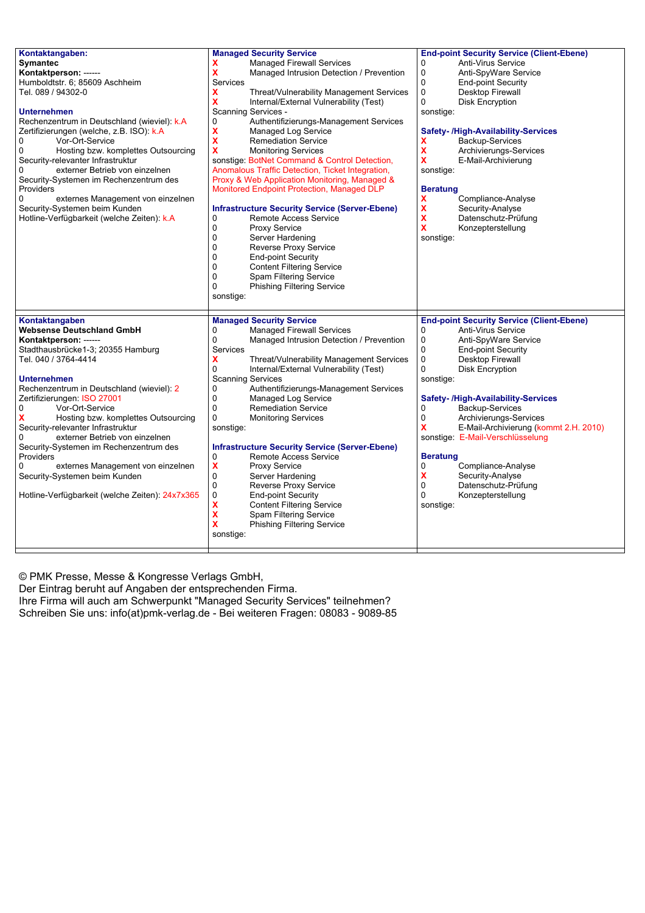| | | |
|---|---|---|
| **Kontaktangaben:**<br>**Symantec**<br>**Kontaktperson:** ------<br>Humboldtstr. 6; 85609 Aschheim<br>Tel. 089 / 94302-0<br><br>**Unternehmen**<br>Rechenzentrum in Deutschland (wieviel): k.A<br>Zertifizierungen (welche, z.B. ISO): k.A<br>0 Vor-Ort-Service<br>0 Hosting bzw. komplettes Outsourcing Security-relevanter Infrastruktur<br>0 externer Betrieb von einzelnen Security-Systemen im Rechenzentrum des Providers<br>0 externes Management von einzelnen Security-Systemen beim Kunden<br>Hotline-Verfügbarkeit (welche Zeiten): k.A | **Managed Security Service**<br>X Managed Firewall Services<br>X Managed Intrusion Detection / Prevention Services<br>X Threat/Vulnerability Management Services<br>X Internal/External Vulnerability (Test) Scanning Services -<br>0 Authentifizierungs-Management Services<br>X Managed Log Service<br>X Remediation Service<br>X Monitoring Services<br>sonstige: BotNet Command & Control Detection, Anomalous Traffic Detection, Ticket Integration, Proxy & Web Application Monitoring, Managed & Monitored Endpoint Protection, Managed DLP<br><br>**Infrastructure Security Service (Server-Ebene)**<br>0 Remote Access Service<br>0 Proxy Service<br>0 Server Hardening<br>0 Reverse Proxy Service<br>0 End-point Security<br>0 Content Filtering Service<br>0 Spam Filtering Service<br>0 Phishing Filtering Service<br>sonstige: | **End-point Security Service (Client-Ebene)**<br>0 Anti-Virus Service<br>0 Anti-SpyWare Service<br>0 End-point Security<br>0 Desktop Firewall<br>0 Disk Encryption<br>sonstige:<br><br>**Safety- /High-Availability-Services**<br>X Backup-Services<br>X Archivierungs-Services<br>X E-Mail-Archivierung<br>sonstige:<br><br>**Beratung**<br>X Compliance-Analyse<br>X Security-Analyse<br>X Datenschutz-Prüfung<br>X Konzepterstellung<br>sonstige: |
| **Kontaktangaben**<br>**Websense Deutschland GmbH**<br>**Kontaktperson:** ------<br>Stadthausbrücke1-3; 20355 Hamburg<br>Tel. 040 / 3764-4414<br><br>**Unternehmen**<br>Rechenzentrum in Deutschland (wieviel): 2<br>Zertifizierungen: ISO 27001<br>0 Vor-Ort-Service<br>X Hosting bzw. komplettes Outsourcing Security-relevanter Infrastruktur<br>0 externer Betrieb von einzelnen Security-Systemen im Rechenzentrum des Providers<br>0 externes Management von einzelnen Security-Systemen beim Kunden<br><br>Hotline-Verfügbarkeit (welche Zeiten): 24x7x365 | **Managed Security Service**<br>0 Managed Firewall Services<br>0 Managed Intrusion Detection / Prevention Services<br>X Threat/Vulnerability Management Services<br>0 Internal/External Vulnerability (Test) Scanning Services<br>0 Authentifizierungs-Management Services<br>0 Managed Log Service<br>0 Remediation Service<br>0 Monitoring Services<br>sonstige:<br><br>**Infrastructure Security Service (Server-Ebene)**<br>0 Remote Access Service<br>X Proxy Service<br>0 Server Hardening<br>0 Reverse Proxy Service<br>0 End-point Security<br>X Content Filtering Service<br>X Spam Filtering Service<br>X Phishing Filtering Service<br>sonstige: | **End-point Security Service (Client-Ebene)**<br>0 Anti-Virus Service<br>0 Anti-SpyWare Service<br>0 End-point Security<br>0 Desktop Firewall<br>0 Disk Encryption<br>sonstige:<br><br>**Safety- /High-Availability-Services**<br>0 Backup-Services<br>0 Archivierungs-Services<br>X E-Mail-Archivierung (kommt 2.H. 2010)<br>sonstige: E-Mail-Verschlüsselung<br><br>**Beratung**<br>0 Compliance-Analyse<br>X Security-Analyse<br>0 Datenschutz-Prüfung<br>0 Konzepterstellung<br>sonstige: |

© PMK Presse, Messe & Kongresse Verlags GmbH,
Der Eintrag beruht auf Angaben der entsprechenden Firma.
Ihre Firma will auch am Schwerpunkt "Managed Security Services" teilnehmen?
Schreiben Sie uns: info(at)pmk-verlag.de - Bei weiteren Fragen: 08083 - 9089-85